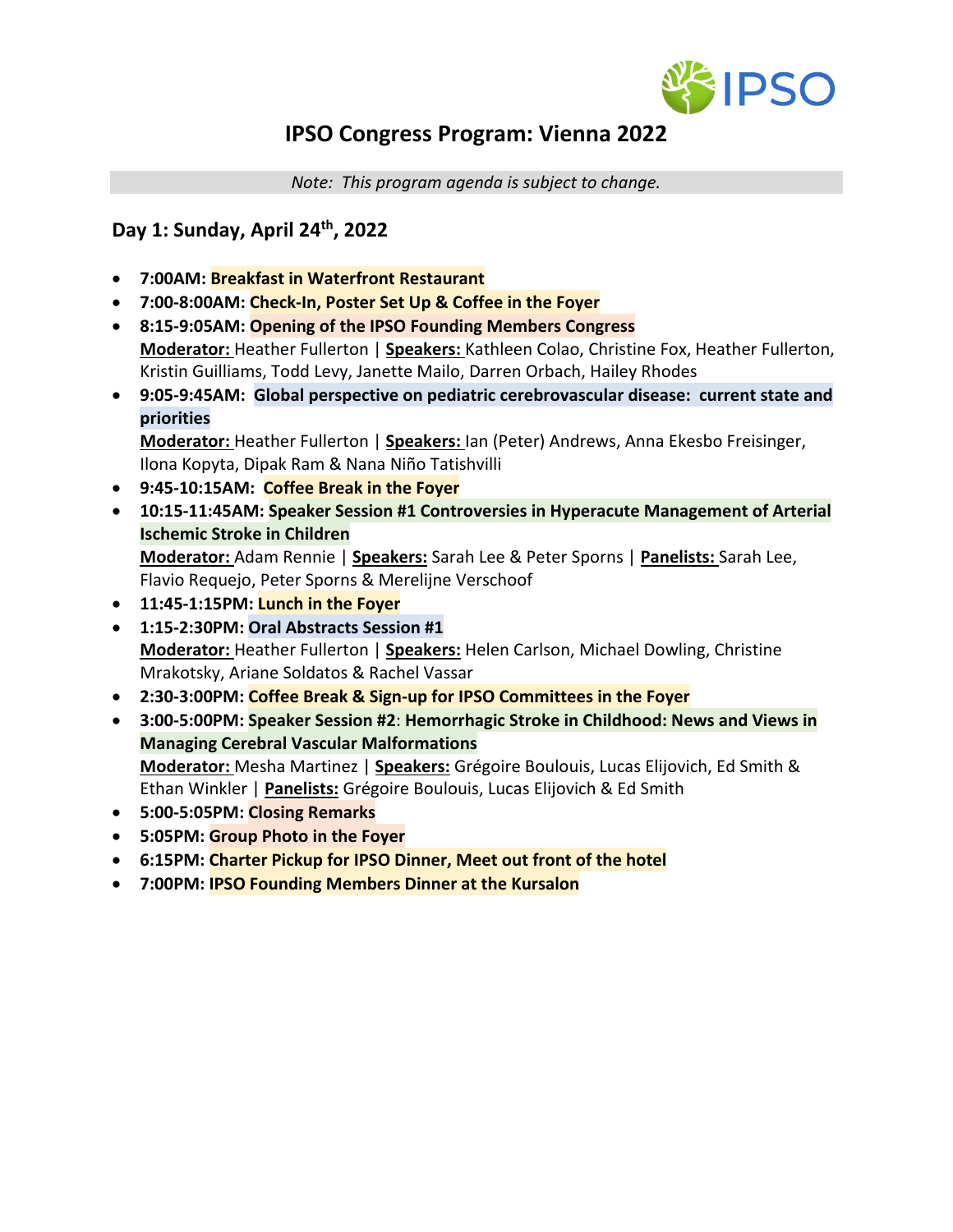# IPSO Congress Program: Vienna 2022

*Note: This program agenda is subject to change.*

## Day 1: Sunday, April 24th, 2022

- **7:00AM: Breakfast in Waterfront Restaurant**
- **7:00-8:00AM: Check-In, Poster Set Up & Coffee in the Foyer**
- **8:15-9:05AM: Opening of the IPSO Founding Members Congress**
  **Moderator:** Heather Fullerton | **Speakers:** Kathleen Colao, Christine Fox, Heather Fullerton, Kristin Guilliams, Todd Levy, Janette Mailo, Darren Orbach, Hailey Rhodes
- **9:05-9:45AM: Global perspective on pediatric cerebrovascular disease: current state and priorities**
  **Moderator:** Heather Fullerton | **Speakers:** Ian (Peter) Andrews, Anna Ekesbo Freisinger, Ilona Kopyta, Dipak Ram & Nana Niño Tatishvilli
- **9:45-10:15AM: Coffee Break in the Foyer**
- **10:15-11:45AM: Speaker Session #1 Controversies in Hyperacute Management of Arterial Ischemic Stroke in Children**
  **Moderator:** Adam Rennie | **Speakers:** Sarah Lee & Peter Sporns | **Panelists:** Sarah Lee, Flavio Requejo, Peter Sporns & Merelijne Verschoof
- **11:45-1:15PM: Lunch in the Foyer**
- **1:15-2:30PM: Oral Abstracts Session #1**
  **Moderator:** Heather Fullerton | **Speakers:** Helen Carlson, Michael Dowling, Christine Mrakotsky, Ariane Soldatos & Rachel Vassar
- **2:30-3:00PM: Coffee Break & Sign-up for IPSO Committees in the Foyer**
- **3:00-5:00PM: Speaker Session #2: Hemorrhagic Stroke in Childhood: News and Views in Managing Cerebral Vascular Malformations**
  **Moderator:** Mesha Martinez | **Speakers:** Grégoire Boulouis, Lucas Elijovich, Ed Smith & Ethan Winkler | **Panelists:** Grégoire Boulouis, Lucas Elijovich & Ed Smith
- **5:00-5:05PM: Closing Remarks**
- **5:05PM: Group Photo in the Foyer**
- **6:15PM: Charter Pickup for IPSO Dinner, Meet out front of the hotel**
- **7:00PM: IPSO Founding Members Dinner at the Kursalon**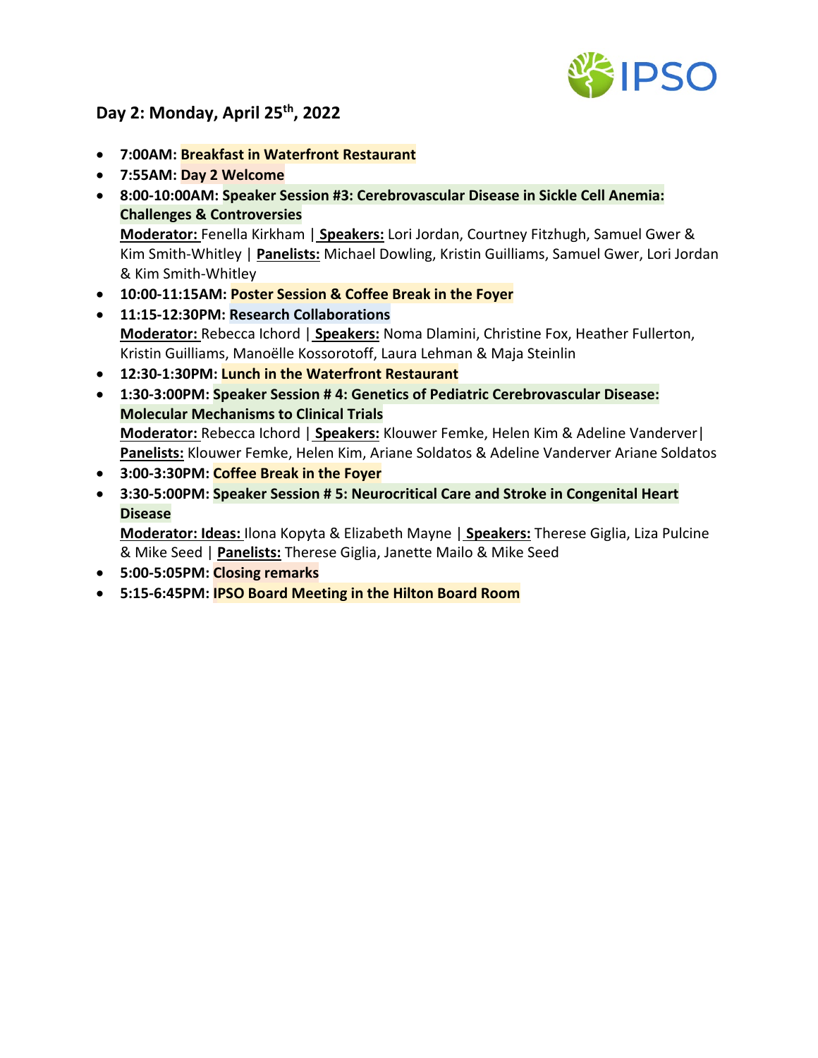## Day 2: Monday, April 25th, 2022

- **7:00AM: Breakfast in Waterfront Restaurant**
- **7:55AM: Day 2 Welcome**
- **8:00-10:00AM: Speaker Session #3: Cerebrovascular Disease in Sickle Cell Anemia: Challenges & Controversies**
  **Moderator:** Fenella Kirkham | **Speakers:** Lori Jordan, Courtney Fitzhugh, Samuel Gwer & Kim Smith-Whitley | **Panelists:** Michael Dowling, Kristin Guilliams, Samuel Gwer, Lori Jordan & Kim Smith-Whitley
- **10:00-11:15AM: Poster Session & Coffee Break in the Foyer**
- **11:15-12:30PM: Research Collaborations**
  **Moderator:** Rebecca Ichord | **Speakers:** Noma Dlamini, Christine Fox, Heather Fullerton, Kristin Guilliams, Manoëlle Kossorotoff, Laura Lehman & Maja Steinlin
- **12:30-1:30PM: Lunch in the Waterfront Restaurant**
- **1:30-3:00PM: Speaker Session # 4: Genetics of Pediatric Cerebrovascular Disease: Molecular Mechanisms to Clinical Trials**
  **Moderator:** Rebecca Ichord | **Speakers:** Klouwer Femke, Helen Kim & Adeline Vanderver| **Panelists:** Klouwer Femke, Helen Kim, Ariane Soldatos & Adeline Vanderver Ariane Soldatos
- **3:00-3:30PM: Coffee Break in the Foyer**
- **3:30-5:00PM: Speaker Session # 5: Neurocritical Care and Stroke in Congenital Heart Disease**
  **Moderator: Ideas:** Ilona Kopyta & Elizabeth Mayne | **Speakers:** Therese Giglia, Liza Pulcine & Mike Seed | **Panelists:** Therese Giglia, Janette Mailo & Mike Seed
- **5:00-5:05PM: Closing remarks**
- **5:15-6:45PM: IPSO Board Meeting in the Hilton Board Room**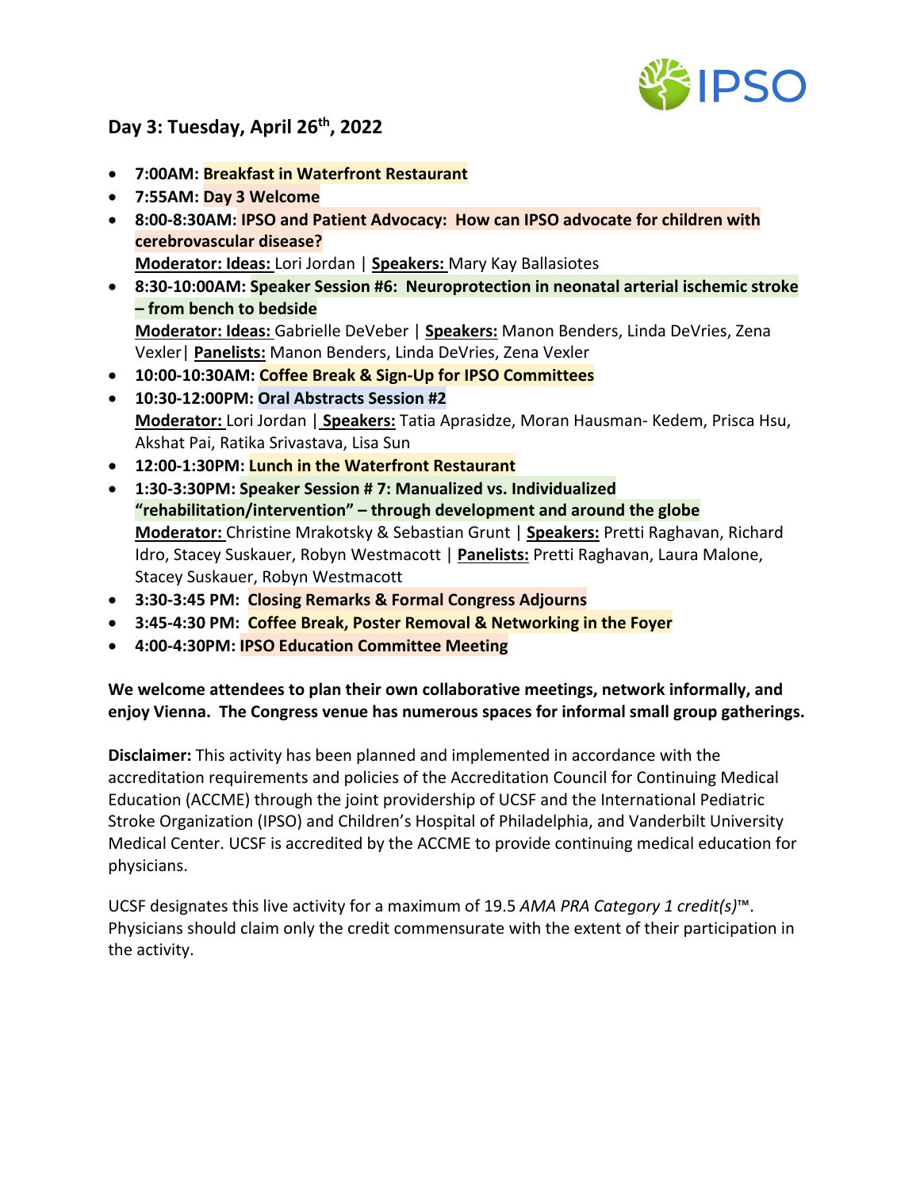## Day 3: Tuesday, April 26th, 2022

- **7:00AM: Breakfast in Waterfront Restaurant**
- **7:55AM: Day 3 Welcome**
- **8:00-8:30AM: IPSO and Patient Advocacy: How can IPSO advocate for children with cerebrovascular disease?**
  **Moderator: Ideas:** Lori Jordan | **Speakers:** Mary Kay Ballasiotes
- **8:30-10:00AM: Speaker Session #6: Neuroprotection in neonatal arterial ischemic stroke – from bench to bedside**
  **Moderator: Ideas:** Gabrielle DeVeber | **Speakers:** Manon Benders, Linda DeVries, Zena Vexler| **Panelists:** Manon Benders, Linda DeVries, Zena Vexler
- **10:00-10:30AM: Coffee Break & Sign-Up for IPSO Committees**
- **10:30-12:00PM: Oral Abstracts Session #2**
  **Moderator:** Lori Jordan | **Speakers:** Tatia Aprasidze, Moran Hausman- Kedem, Prisca Hsu, Akshat Pai, Ratika Srivastava, Lisa Sun
- **12:00-1:30PM: Lunch in the Waterfront Restaurant**
- **1:30-3:30PM: Speaker Session # 7: Manualized vs. Individualized "rehabilitation/intervention" – through development and around the globe**
  **Moderator:** Christine Mrakotsky & Sebastian Grunt | **Speakers:** Pretti Raghavan, Richard Idro, Stacey Suskauer, Robyn Westmacott | **Panelists:** Pretti Raghavan, Laura Malone, Stacey Suskauer, Robyn Westmacott
- **3:30-3:45 PM: Closing Remarks & Formal Congress Adjourns**
- **3:45-4:30 PM: Coffee Break, Poster Removal & Networking in the Foyer**
- **4:00-4:30PM: IPSO Education Committee Meeting**

**We welcome attendees to plan their own collaborative meetings, network informally, and enjoy Vienna. The Congress venue has numerous spaces for informal small group gatherings.**

**Disclaimer:** This activity has been planned and implemented in accordance with the accreditation requirements and policies of the Accreditation Council for Continuing Medical Education (ACCME) through the joint providership of UCSF and the International Pediatric Stroke Organization (IPSO) and Children's Hospital of Philadelphia, and Vanderbilt University Medical Center. UCSF is accredited by the ACCME to provide continuing medical education for physicians.

UCSF designates this live activity for a maximum of 19.5 *AMA PRA Category 1 credit(s)*™. Physicians should claim only the credit commensurate with the extent of their participation in the activity.